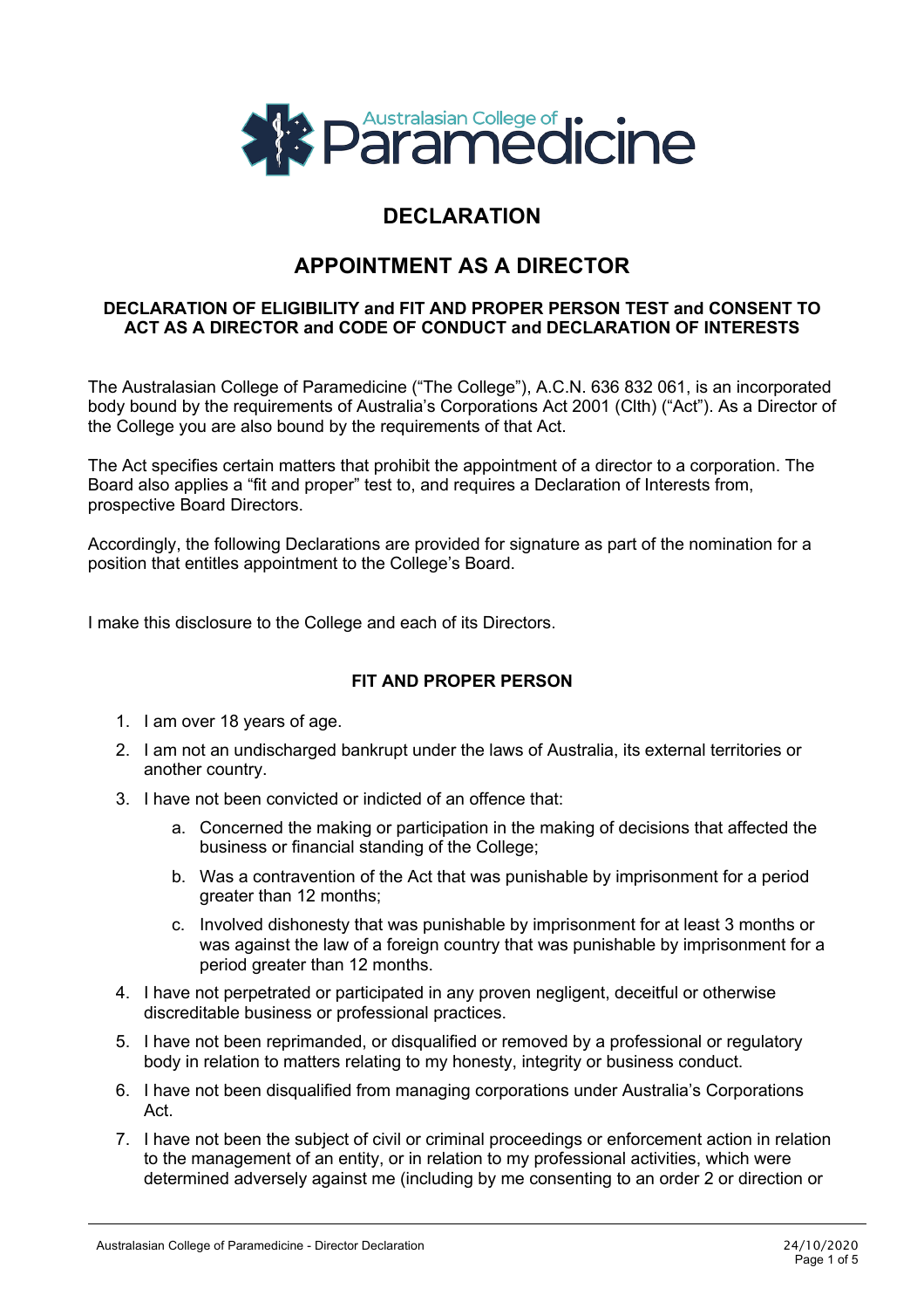# DECLARATION

# APPOINTMENT AS A DIRECTOR

**DECLARATION OF ELIGIBILITY and FIT AND PROPER PERSON TEST and CONSENT TO ACT AS A DIRECTOR and CODE OF CONDUCT and DECLARATION OF INTERESTS**

The Australasian College of Paramedicine ("The College"), A.C.N. 636 832 061, is an incorporated body bound by the requirements of Australia's Corporations Act 2001 (Clth) ("Act"). As a Director of the College you are also bound by the requirements of that Act.

The Act specifies certain matters that prohibit the appointment of a director to a corporation. The Board also applies a "fit and proper" test to, and requires a Declaration of Interests from, prospective Board Directors.

Accordingly, the following Declarations are provided for signature as part of the nomination for a position that entitles appointment to the College's Board.

I make this disclosure to the College and each of its Directors.

## FIT AND PROPER PERSON

1. I am over 18 years of age.
2. I am not an undischarged bankrupt under the laws of Australia, its external territories or another country.
3. I have not been convicted or indicted of an offence that:
   a. Concerned the making or participation in the making of decisions that affected the business or financial standing of the College;
   b. Was a contravention of the Act that was punishable by imprisonment for a period greater than 12 months;
   c. Involved dishonesty that was punishable by imprisonment for at least 3 months or was against the law of a foreign country that was punishable by imprisonment for a period greater than 12 months.
4. I have not perpetrated or participated in any proven negligent, deceitful or otherwise discreditable business or professional practices.
5. I have not been reprimanded, or disqualified or removed by a professional or regulatory body in relation to matters relating to my honesty, integrity or business conduct.
6. I have not been disqualified from managing corporations under Australia's Corporations Act.
7. I have not been the subject of civil or criminal proceedings or enforcement action in relation to the management of an entity, or in relation to my professional activities, which were determined adversely against me (including by me consenting to an order 2 or direction or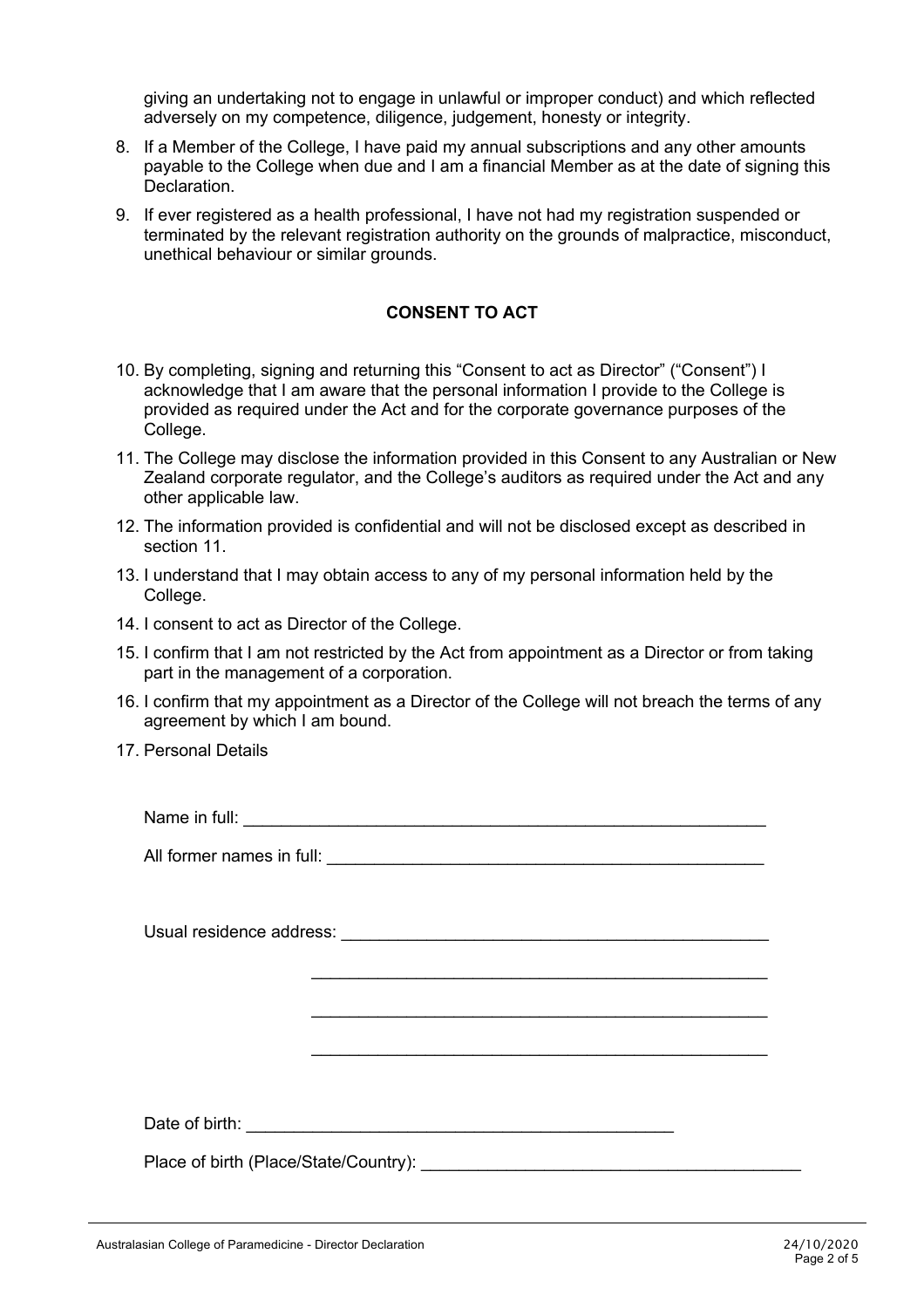giving an undertaking not to engage in unlawful or improper conduct) and which reflected adversely on my competence, diligence, judgement, honesty or integrity.

8. If a Member of the College, I have paid my annual subscriptions and any other amounts payable to the College when due and I am a financial Member as at the date of signing this Declaration.
9. If ever registered as a health professional, I have not had my registration suspended or terminated by the relevant registration authority on the grounds of malpractice, misconduct, unethical behaviour or similar grounds.

## CONSENT TO ACT

10. By completing, signing and returning this "Consent to act as Director" ("Consent") I acknowledge that I am aware that the personal information I provide to the College is provided as required under the Act and for the corporate governance purposes of the College.
11. The College may disclose the information provided in this Consent to any Australian or New Zealand corporate regulator, and the College's auditors as required under the Act and any other applicable law.
12. The information provided is confidential and will not be disclosed except as described in section 11.
13. I understand that I may obtain access to any of my personal information held by the College.
14. I consent to act as Director of the College.
15. I confirm that I am not restricted by the Act from appointment as a Director or from taking part in the management of a corporation.
16. I confirm that my appointment as a Director of the College will not breach the terms of any agreement by which I am bound.
17. Personal Details

Name in full: ___________________________________________________________

All former names in full: ________________________________________________

Usual residence address: ________________________________________________

________________________________________________

________________________________________________

________________________________________________

Date of birth: _______________________________________________

Place of birth (Place/State/Country): ________________________________________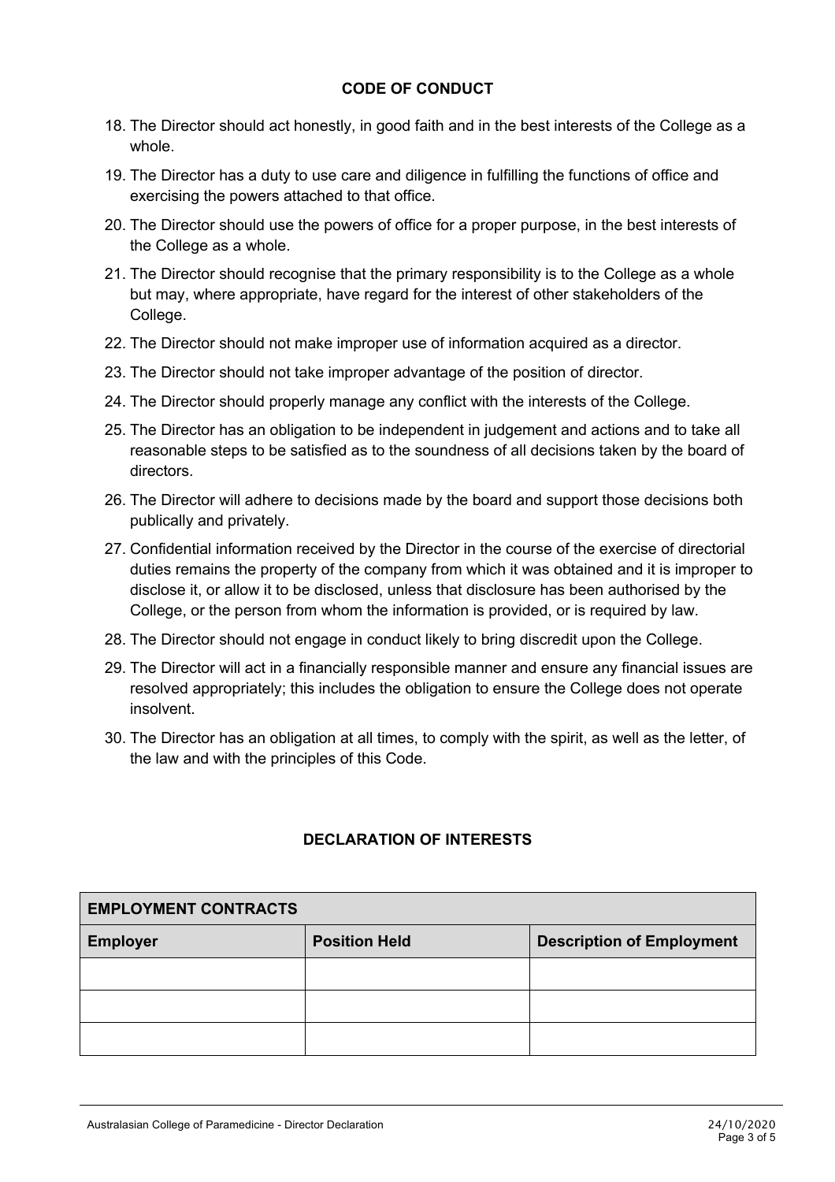## CODE OF CONDUCT

18. The Director should act honestly, in good faith and in the best interests of the College as a whole.
19. The Director has a duty to use care and diligence in fulfilling the functions of office and exercising the powers attached to that office.
20. The Director should use the powers of office for a proper purpose, in the best interests of the College as a whole.
21. The Director should recognise that the primary responsibility is to the College as a whole but may, where appropriate, have regard for the interest of other stakeholders of the College.
22. The Director should not make improper use of information acquired as a director.
23. The Director should not take improper advantage of the position of director.
24. The Director should properly manage any conflict with the interests of the College.
25. The Director has an obligation to be independent in judgement and actions and to take all reasonable steps to be satisfied as to the soundness of all decisions taken by the board of directors.
26. The Director will adhere to decisions made by the board and support those decisions both publically and privately.
27. Confidential information received by the Director in the course of the exercise of directorial duties remains the property of the company from which it was obtained and it is improper to disclose it, or allow it to be disclosed, unless that disclosure has been authorised by the College, or the person from whom the information is provided, or is required by law.
28. The Director should not engage in conduct likely to bring discredit upon the College.
29. The Director will act in a financially responsible manner and ensure any financial issues are resolved appropriately; this includes the obligation to ensure the College does not operate insolvent.
30. The Director has an obligation at all times, to comply with the spirit, as well as the letter, of the law and with the principles of this Code.

## DECLARATION OF INTERESTS

| EMPLOYMENT CONTRACTS | | |
|---|---|---|
| **Employer** | **Position Held** | **Description of Employment** |
| | | |
| | | |
| | | |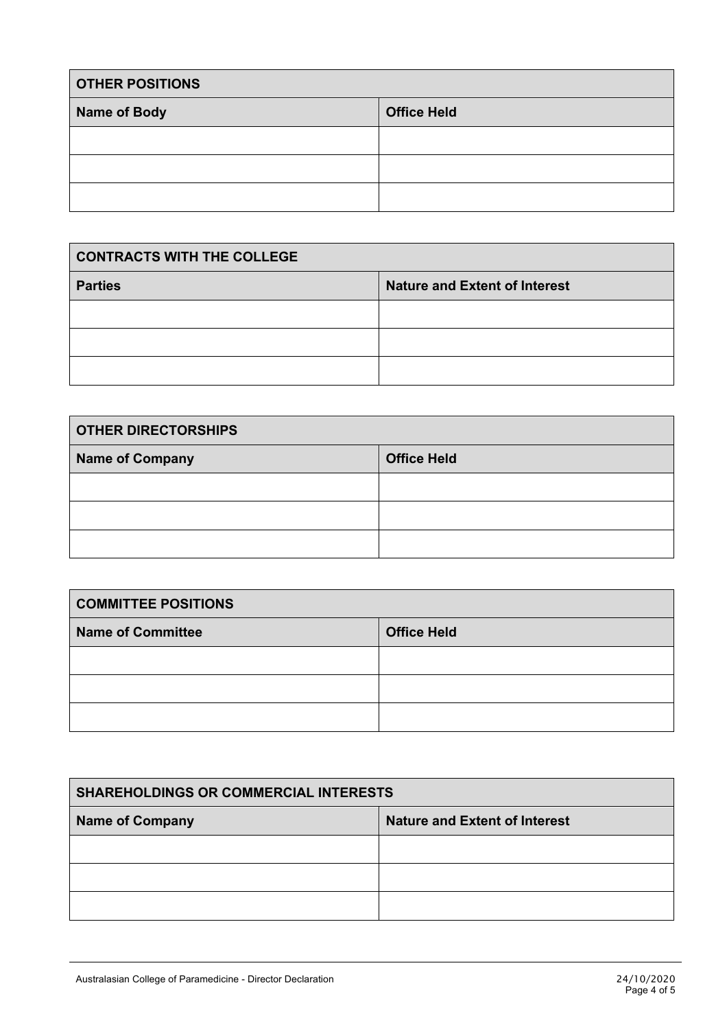| OTHER POSITIONS | |
|---|---|
| **Name of Body** | **Office Held** |
| | |
| | |
| | |

| CONTRACTS WITH THE COLLEGE | |
|---|---|
| **Parties** | **Nature and Extent of Interest** |
| | |
| | |
| | |

| OTHER DIRECTORSHIPS | |
|---|---|
| **Name of Company** | **Office Held** |
| | |
| | |
| | |

| COMMITTEE POSITIONS | |
|---|---|
| **Name of Committee** | **Office Held** |
| | |
| | |
| | |

| SHAREHOLDINGS OR COMMERCIAL INTERESTS | |
|---|---|
| **Name of Company** | **Nature and Extent of Interest** |
| | |
| | |
| | |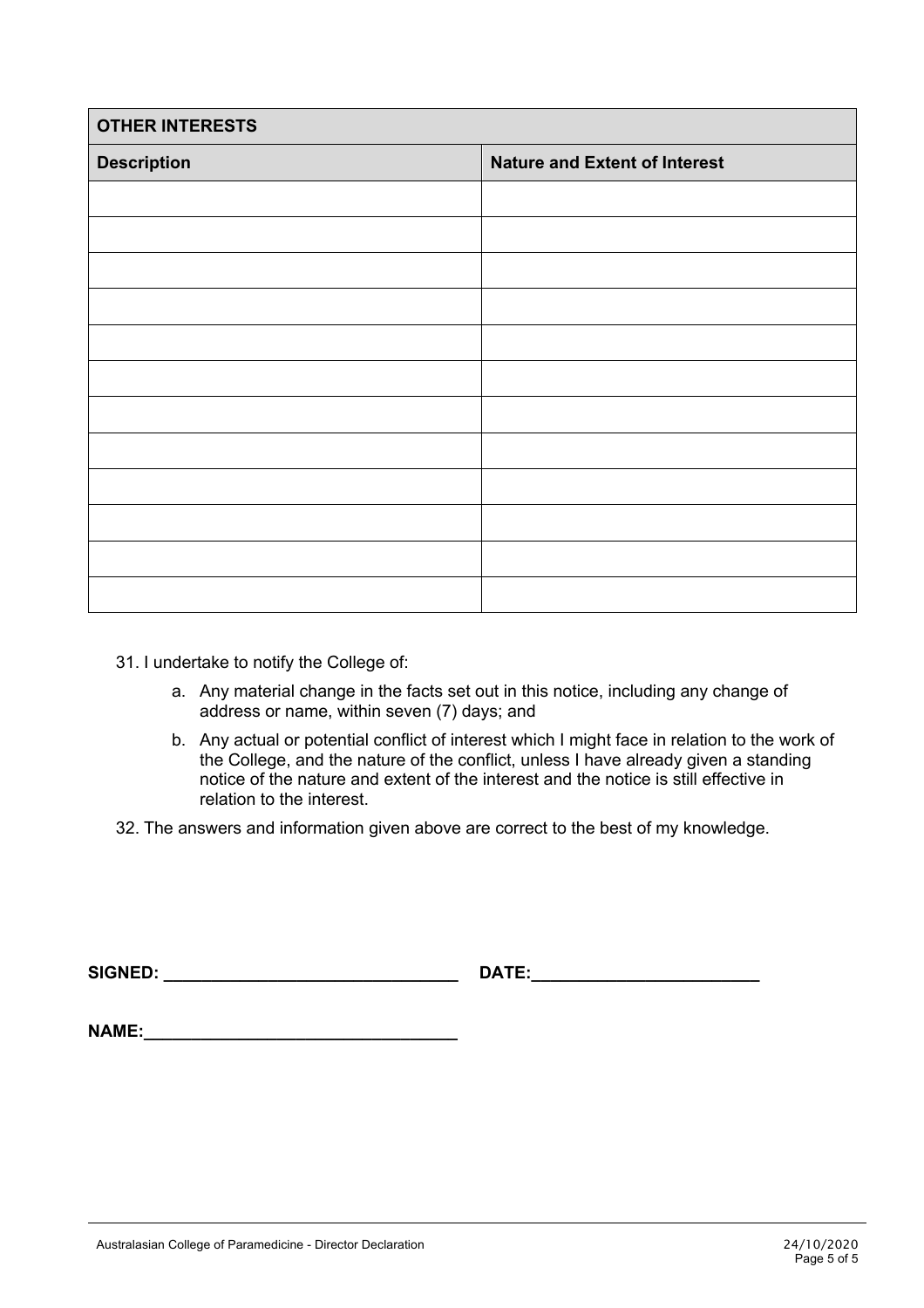| OTHER INTERESTS | |
| --- | --- |
| **Description** | **Nature and Extent of Interest** |
| | |
| | |
| | |
| | |
| | |
| | |
| | |
| | |
| | |
| | |
| | |
| | |

31. I undertake to notify the College of:

    a. Any material change in the facts set out in this notice, including any change of address or name, within seven (7) days; and

    b. Any actual or potential conflict of interest which I might face in relation to the work of the College, and the nature of the conflict, unless I have already given a standing notice of the nature and extent of the interest and the notice is still effective in relation to the interest.

32. The answers and information given above are correct to the best of my knowledge.

**SIGNED:** ______________________________ **DATE:**______________________

**NAME:**________________________________